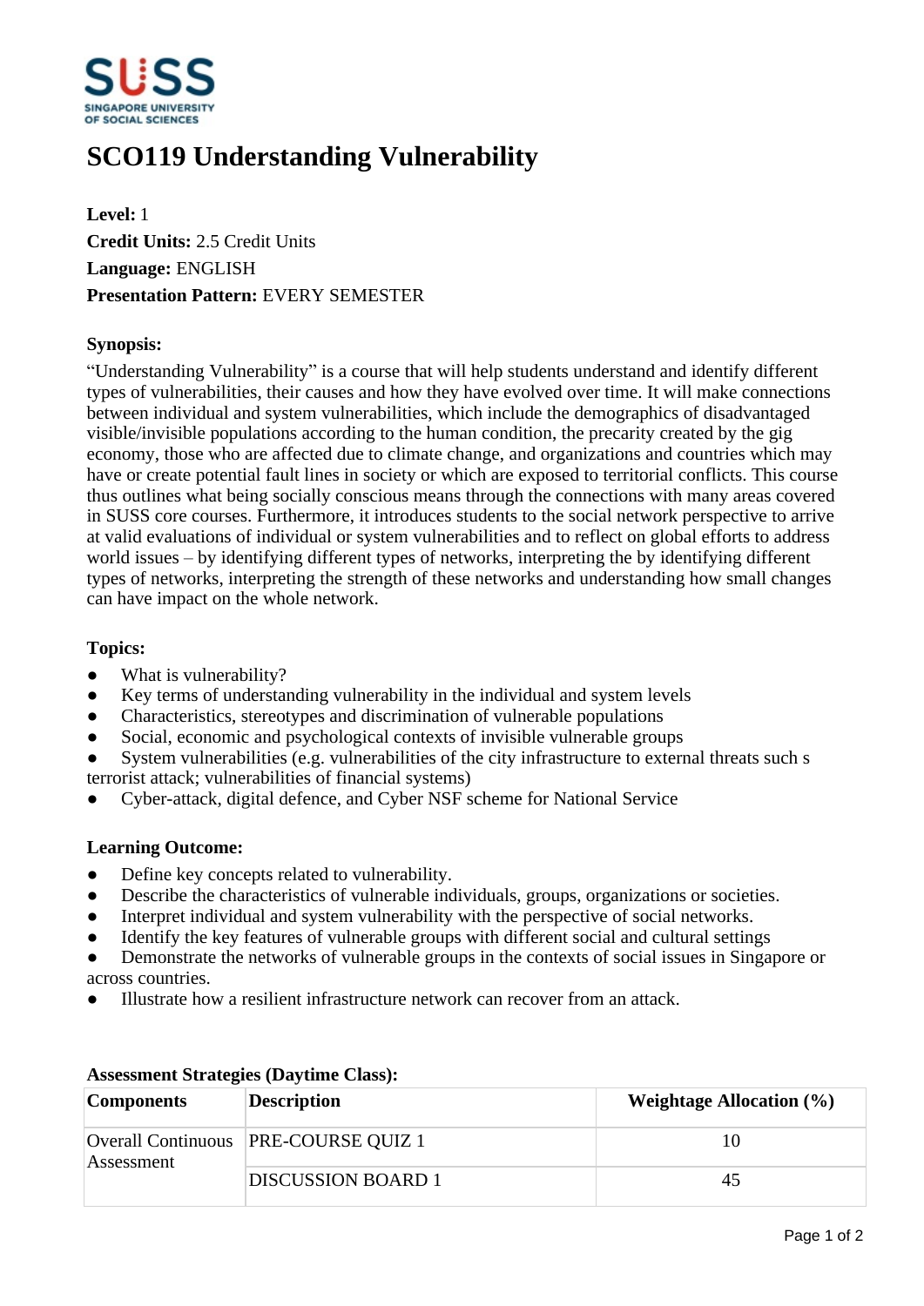# SCO119 Understanding Vulnerability

**Level:** 1
**Credit Units:** 2.5 Credit Units
**Language:** ENGLISH
**Presentation Pattern:** EVERY SEMESTER

**Synopsis:**

"Understanding Vulnerability" is a course that will help students understand and identify different types of vulnerabilities, their causes and how they have evolved over time. It will make connections between individual and system vulnerabilities, which include the demographics of disadvantaged visible/invisible populations according to the human condition, the precarity created by the gig economy, those who are affected due to climate change, and organizations and countries which may have or create potential fault lines in society or which are exposed to territorial conflicts. This course thus outlines what being socially conscious means through the connections with many areas covered in SUSS core courses. Furthermore, it introduces students to the social network perspective to arrive at valid evaluations of individual or system vulnerabilities and to reflect on global efforts to address world issues – by identifying different types of networks, interpreting the by identifying different types of networks, interpreting the strength of these networks and understanding how small changes can have impact on the whole network.

**Topics:**

- What is vulnerability?
- Key terms of understanding vulnerability in the individual and system levels
- Characteristics, stereotypes and discrimination of vulnerable populations
- Social, economic and psychological contexts of invisible vulnerable groups
- System vulnerabilities (e.g. vulnerabilities of the city infrastructure to external threats such s terrorist attack; vulnerabilities of financial systems)
- Cyber-attack, digital defence, and Cyber NSF scheme for National Service

**Learning Outcome:**

- Define key concepts related to vulnerability.
- Describe the characteristics of vulnerable individuals, groups, organizations or societies.
- Interpret individual and system vulnerability with the perspective of social networks.
- Identify the key features of vulnerable groups with different social and cultural settings
- Demonstrate the networks of vulnerable groups in the contexts of social issues in Singapore or across countries.
- Illustrate how a resilient infrastructure network can recover from an attack.

**Assessment Strategies (Daytime Class):**

| Components | Description | Weightage Allocation (%) |
|---|---|---|
| Overall Continuous Assessment | PRE-COURSE QUIZ 1 | 10 |
| | DISCUSSION BOARD 1 | 45 |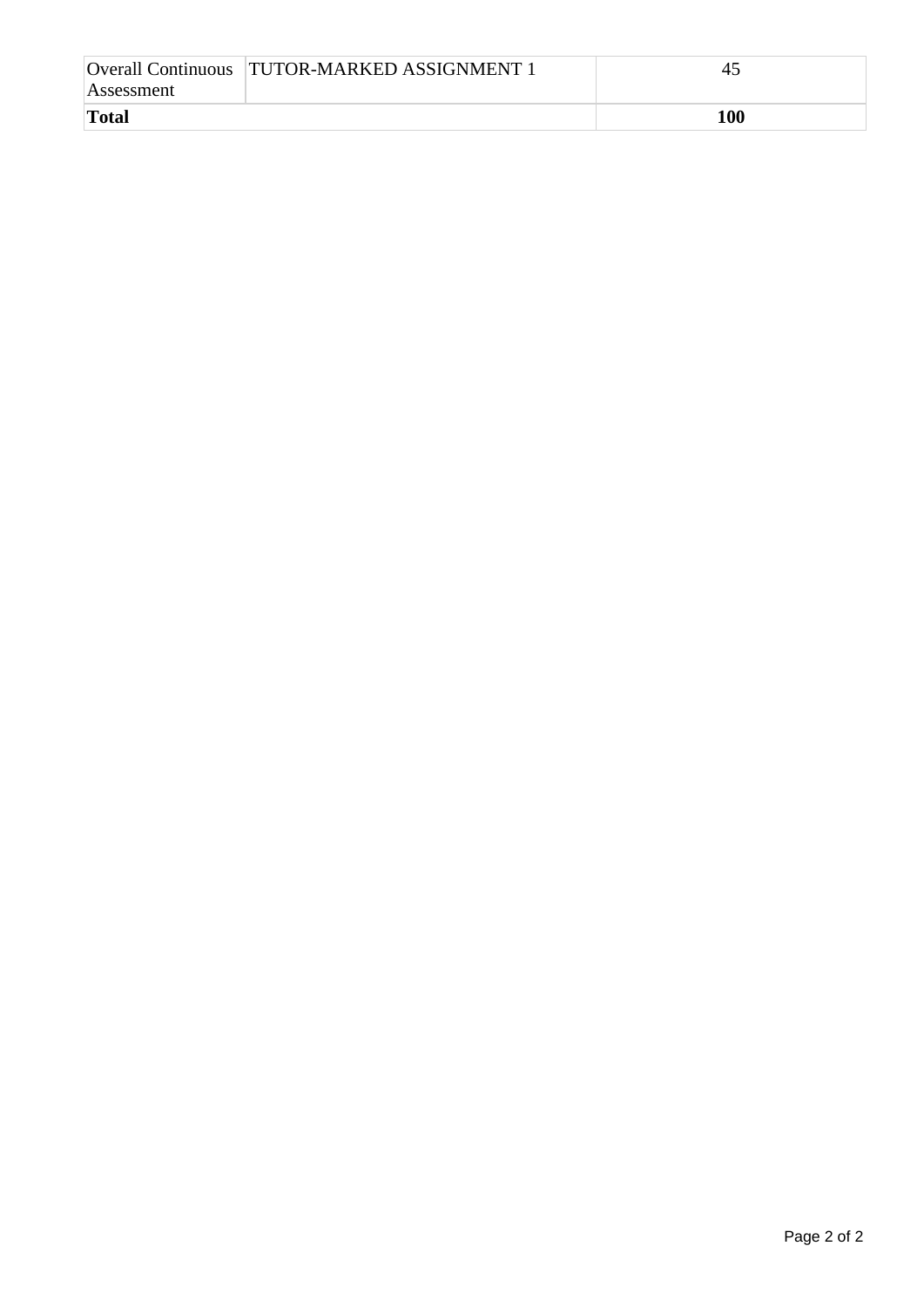| | | |
|---|---|---|
| Overall Continuous Assessment | TUTOR-MARKED ASSIGNMENT 1 | 45 |
| **Total** | | **100** |